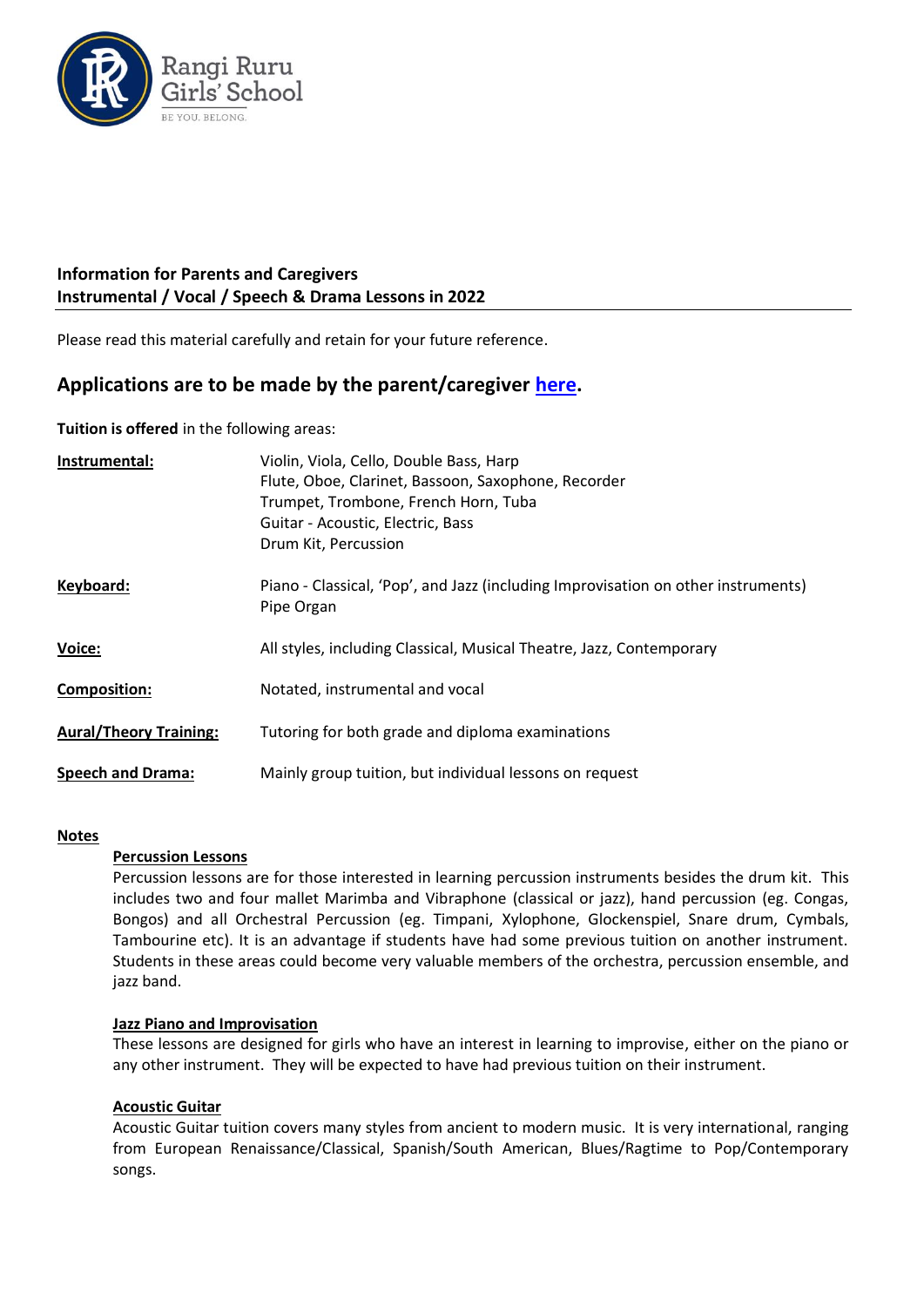**Information for Parents and Caregivers**
**Instrumental / Vocal / Speech & Drama Lessons in 2022**

Please read this material carefully and retain for your future reference.

## Applications are to be made by the parent/caregiver here.

**Tuition is offered** in the following areas:

| | |
|---|---|
| **Instrumental:** | Violin, Viola, Cello, Double Bass, Harp<br>Flute, Oboe, Clarinet, Bassoon, Saxophone, Recorder<br>Trumpet, Trombone, French Horn, Tuba<br>Guitar - Acoustic, Electric, Bass<br>Drum Kit, Percussion |
| **Keyboard:** | Piano - Classical, 'Pop', and Jazz (including Improvisation on other instruments)<br>Pipe Organ |
| **Voice:** | All styles, including Classical, Musical Theatre, Jazz, Contemporary |
| **Composition:** | Notated, instrumental and vocal |
| **Aural/Theory Training:** | Tutoring for both grade and diploma examinations |
| **Speech and Drama:** | Mainly group tuition, but individual lessons on request |

**Notes**

**Percussion Lessons**
Percussion lessons are for those interested in learning percussion instruments besides the drum kit. This includes two and four mallet Marimba and Vibraphone (classical or jazz), hand percussion (eg. Congas, Bongos) and all Orchestral Percussion (eg. Timpani, Xylophone, Glockenspiel, Snare drum, Cymbals, Tambourine etc). It is an advantage if students have had some previous tuition on another instrument. Students in these areas could become very valuable members of the orchestra, percussion ensemble, and jazz band.

**Jazz Piano and Improvisation**
These lessons are designed for girls who have an interest in learning to improvise, either on the piano or any other instrument. They will be expected to have had previous tuition on their instrument.

**Acoustic Guitar**
Acoustic Guitar tuition covers many styles from ancient to modern music. It is very international, ranging from European Renaissance/Classical, Spanish/South American, Blues/Ragtime to Pop/Contemporary songs.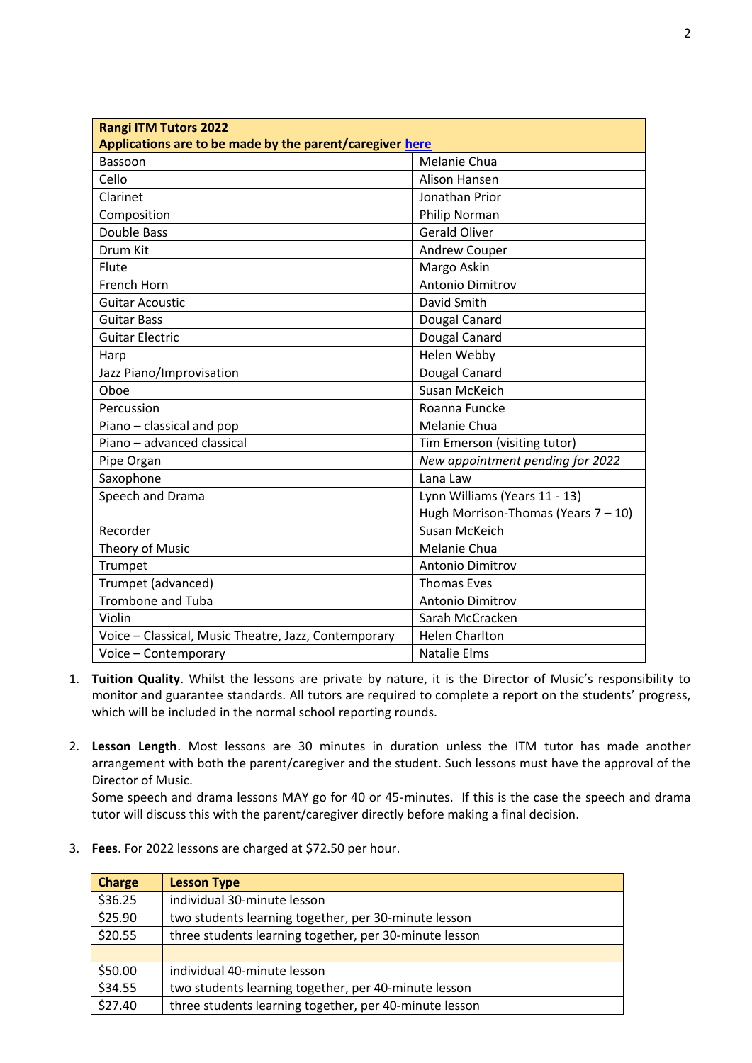| **Rangi ITM Tutors 2022**<br>**Applications are to be made by the parent/caregiver [here]()** | |
|---|---|
| Bassoon | Melanie Chua |
| Cello | Alison Hansen |
| Clarinet | Jonathan Prior |
| Composition | Philip Norman |
| Double Bass | Gerald Oliver |
| Drum Kit | Andrew Couper |
| Flute | Margo Askin |
| French Horn | Antonio Dimitrov |
| Guitar Acoustic | David Smith |
| Guitar Bass | Dougal Canard |
| Guitar Electric | Dougal Canard |
| Harp | Helen Webby |
| Jazz Piano/Improvisation | Dougal Canard |
| Oboe | Susan McKeich |
| Percussion | Roanna Funcke |
| Piano – classical and pop | Melanie Chua |
| Piano – advanced classical | Tim Emerson (visiting tutor) |
| Pipe Organ | *New appointment pending for 2022* |
| Saxophone | Lana Law |
| Speech and Drama | Lynn Williams (Years 11 - 13)<br>Hugh Morrison-Thomas (Years 7 – 10) |
| Recorder | Susan McKeich |
| Theory of Music | Melanie Chua |
| Trumpet | Antonio Dimitrov |
| Trumpet (advanced) | Thomas Eves |
| Trombone and Tuba | Antonio Dimitrov |
| Violin | Sarah McCracken |
| Voice – Classical, Music Theatre, Jazz, Contemporary | Helen Charlton |
| Voice – Contemporary | Natalie Elms |

1. **Tuition Quality**. Whilst the lessons are private by nature, it is the Director of Music's responsibility to monitor and guarantee standards. All tutors are required to complete a report on the students' progress, which will be included in the normal school reporting rounds.

2. **Lesson Length**. Most lessons are 30 minutes in duration unless the ITM tutor has made another arrangement with both the parent/caregiver and the student. Such lessons must have the approval of the Director of Music.
   Some speech and drama lessons MAY go for 40 or 45-minutes. If this is the case the speech and drama tutor will discuss this with the parent/caregiver directly before making a final decision.

3. **Fees**. For 2022 lessons are charged at $72.50 per hour.

| **Charge** | **Lesson Type** |
|---|---|
| $36.25 | individual 30-minute lesson |
| $25.90 | two students learning together, per 30-minute lesson |
| $20.55 | three students learning together, per 30-minute lesson |
| | |
| $50.00 | individual 40-minute lesson |
| $34.55 | two students learning together, per 40-minute lesson |
| $27.40 | three students learning together, per 40-minute lesson |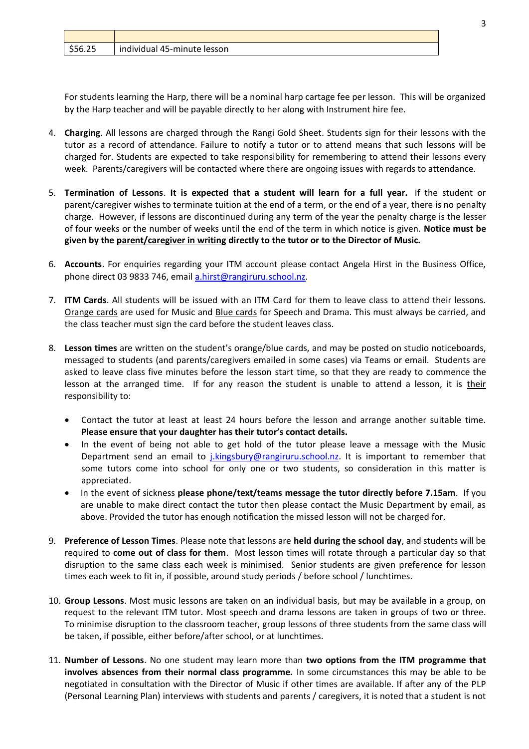| | |
|---|---|
| $56.25 | individual 45-minute lesson |

For students learning the Harp, there will be a nominal harp cartage fee per lesson. This will be organized by the Harp teacher and will be payable directly to her along with Instrument hire fee.

4. **Charging**. All lessons are charged through the Rangi Gold Sheet. Students sign for their lessons with the tutor as a record of attendance. Failure to notify a tutor or to attend means that such lessons will be charged for. Students are expected to take responsibility for remembering to attend their lessons every week. Parents/caregivers will be contacted where there are ongoing issues with regards to attendance.

5. **Termination of Lessons**. **It is expected that a student will learn for a full year.** If the student or parent/caregiver wishes to terminate tuition at the end of a term, or the end of a year, there is no penalty charge. However, if lessons are discontinued during any term of the year the penalty charge is the lesser of four weeks or the number of weeks until the end of the term in which notice is given. **Notice must be given by the <u>parent/caregiver in writing</u> directly to the tutor or to the Director of Music.**

6. **Accounts**. For enquiries regarding your ITM account please contact Angela Hirst in the Business Office, phone direct 03 9833 746, email a.hirst@rangiruru.school.nz.

7. **ITM Cards**. All students will be issued with an ITM Card for them to leave class to attend their lessons. <u>Orange cards</u> are used for Music and <u>Blue cards</u> for Speech and Drama. This must always be carried, and the class teacher must sign the card before the student leaves class.

8. **Lesson times** are written on the student's orange/blue cards, and may be posted on studio noticeboards, messaged to students (and parents/caregivers emailed in some cases) via Teams or email. Students are asked to leave class five minutes before the lesson start time, so that they are ready to commence the lesson at the arranged time. If for any reason the student is unable to attend a lesson, it is <u>their</u> responsibility to:

   - Contact the tutor at least at least 24 hours before the lesson and arrange another suitable time. **Please ensure that your daughter has their tutor's contact details.**
   - In the event of being not able to get hold of the tutor please leave a message with the Music Department send an email to j.kingsbury@rangiruru.school.nz. It is important to remember that some tutors come into school for only one or two students, so consideration in this matter is appreciated.
   - In the event of sickness **please phone/text/teams message the tutor directly before 7.15am**. If you are unable to make direct contact the tutor then please contact the Music Department by email, as above. Provided the tutor has enough notification the missed lesson will not be charged for.

9. **Preference of Lesson Times**. Please note that lessons are **held during the school day**, and students will be required to **come out of class for them**. Most lesson times will rotate through a particular day so that disruption to the same class each week is minimised. Senior students are given preference for lesson times each week to fit in, if possible, around study periods / before school / lunchtimes.

10. **Group Lessons**. Most music lessons are taken on an individual basis, but may be available in a group, on request to the relevant ITM tutor. Most speech and drama lessons are taken in groups of two or three. To minimise disruption to the classroom teacher, group lessons of three students from the same class will be taken, if possible, either before/after school, or at lunchtimes.

11. **Number of Lessons**. No one student may learn more than **two options from the ITM programme that involves absences from their normal class programme.** In some circumstances this may be able to be negotiated in consultation with the Director of Music if other times are available. If after any of the PLP (Personal Learning Plan) interviews with students and parents / caregivers, it is noted that a student is not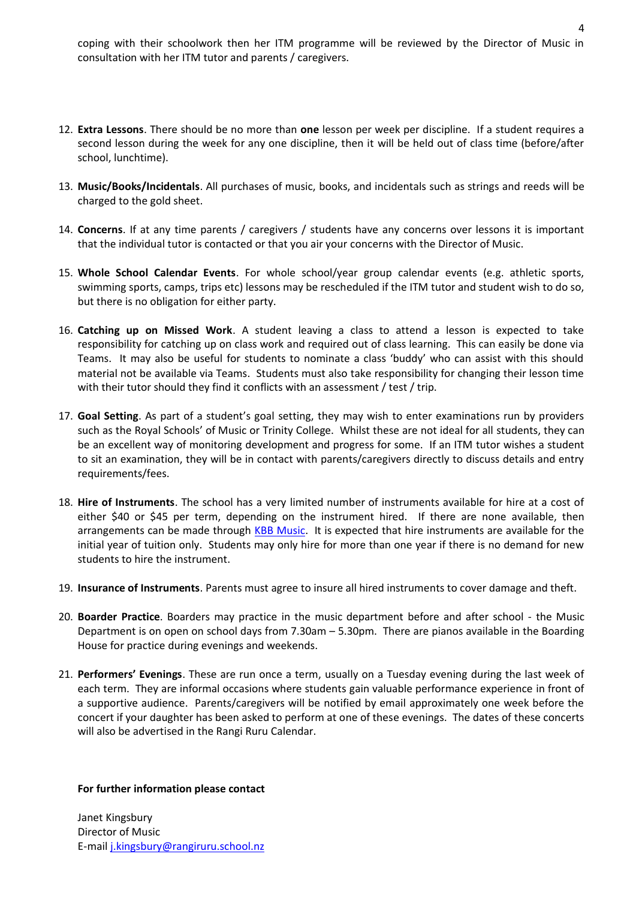coping with their schoolwork then her ITM programme will be reviewed by the Director of Music in consultation with her ITM tutor and parents / caregivers.

12. **Extra Lessons**. There should be no more than **one** lesson per week per discipline. If a student requires a second lesson during the week for any one discipline, then it will be held out of class time (before/after school, lunchtime).

13. **Music/Books/Incidentals**. All purchases of music, books, and incidentals such as strings and reeds will be charged to the gold sheet.

14. **Concerns**. If at any time parents / caregivers / students have any concerns over lessons it is important that the individual tutor is contacted or that you air your concerns with the Director of Music.

15. **Whole School Calendar Events**. For whole school/year group calendar events (e.g. athletic sports, swimming sports, camps, trips etc) lessons may be rescheduled if the ITM tutor and student wish to do so, but there is no obligation for either party.

16. **Catching up on Missed Work**. A student leaving a class to attend a lesson is expected to take responsibility for catching up on class work and required out of class learning. This can easily be done via Teams. It may also be useful for students to nominate a class 'buddy' who can assist with this should material not be available via Teams. Students must also take responsibility for changing their lesson time with their tutor should they find it conflicts with an assessment / test / trip.

17. **Goal Setting**. As part of a student's goal setting, they may wish to enter examinations run by providers such as the Royal Schools' of Music or Trinity College. Whilst these are not ideal for all students, they can be an excellent way of monitoring development and progress for some. If an ITM tutor wishes a student to sit an examination, they will be in contact with parents/caregivers directly to discuss details and entry requirements/fees.

18. **Hire of Instruments**. The school has a very limited number of instruments available for hire at a cost of either $40 or $45 per term, depending on the instrument hired. If there are none available, then arrangements can be made through KBB Music. It is expected that hire instruments are available for the initial year of tuition only. Students may only hire for more than one year if there is no demand for new students to hire the instrument.

19. **Insurance of Instruments**. Parents must agree to insure all hired instruments to cover damage and theft.

20. **Boarder Practice**. Boarders may practice in the music department before and after school - the Music Department is on open on school days from 7.30am – 5.30pm. There are pianos available in the Boarding House for practice during evenings and weekends.

21. **Performers' Evenings**. These are run once a term, usually on a Tuesday evening during the last week of each term. They are informal occasions where students gain valuable performance experience in front of a supportive audience. Parents/caregivers will be notified by email approximately one week before the concert if your daughter has been asked to perform at one of these evenings. The dates of these concerts will also be advertised in the Rangi Ruru Calendar.

**For further information please contact**

Janet Kingsbury
Director of Music
E-mail j.kingsbury@rangiruru.school.nz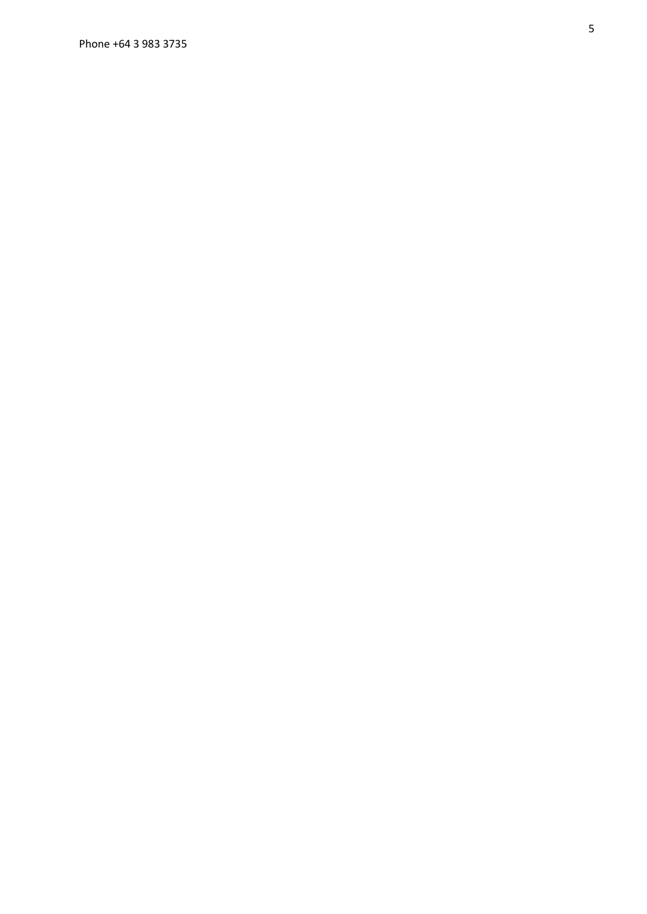Phone +64 3 983 3735